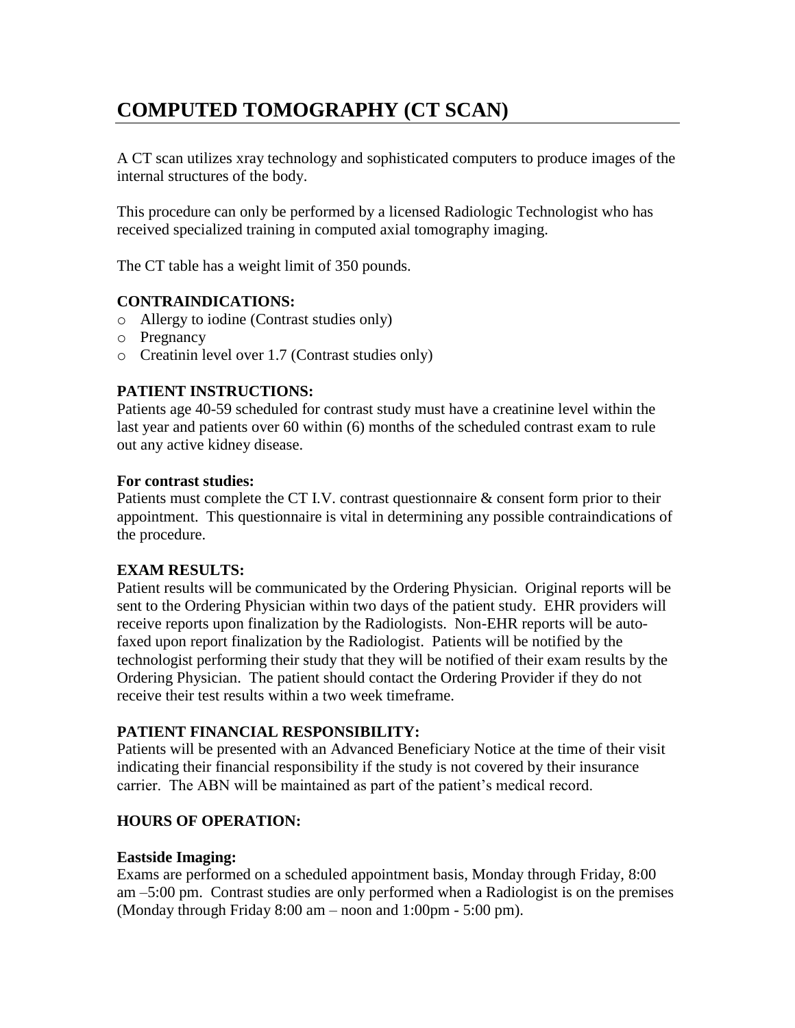# COMPUTED TOMOGRAPHY (CT SCAN)

A CT scan utilizes xray technology and sophisticated computers to produce images of the internal structures of the body.

This procedure can only be performed by a licensed Radiologic Technologist who has received specialized training in computed axial tomography imaging.

The CT table has a weight limit of 350 pounds.

### CONTRAINDICATIONS:

- Allergy to iodine (Contrast studies only)
- Pregnancy
- Creatinin level over 1.7 (Contrast studies only)

### PATIENT INSTRUCTIONS:

Patients age 40-59 scheduled for contrast study must have a creatinine level within the last year and patients over 60 within (6) months of the scheduled contrast exam to rule out any active kidney disease.

**For contrast studies:**

Patients must complete the CT I.V. contrast questionnaire & consent form prior to their appointment. This questionnaire is vital in determining any possible contraindications of the procedure.

### EXAM RESULTS:

Patient results will be communicated by the Ordering Physician. Original reports will be sent to the Ordering Physician within two days of the patient study. EHR providers will receive reports upon finalization by the Radiologists. Non-EHR reports will be auto-faxed upon report finalization by the Radiologist. Patients will be notified by the technologist performing their study that they will be notified of their exam results by the Ordering Physician. The patient should contact the Ordering Provider if they do not receive their test results within a two week timeframe.

### PATIENT FINANCIAL RESPONSIBILITY:

Patients will be presented with an Advanced Beneficiary Notice at the time of their visit indicating their financial responsibility if the study is not covered by their insurance carrier. The ABN will be maintained as part of the patient's medical record.

### HOURS OF OPERATION:

**Eastside Imaging:**

Exams are performed on a scheduled appointment basis, Monday through Friday, 8:00 am –5:00 pm. Contrast studies are only performed when a Radiologist is on the premises (Monday through Friday 8:00 am – noon and 1:00pm - 5:00 pm).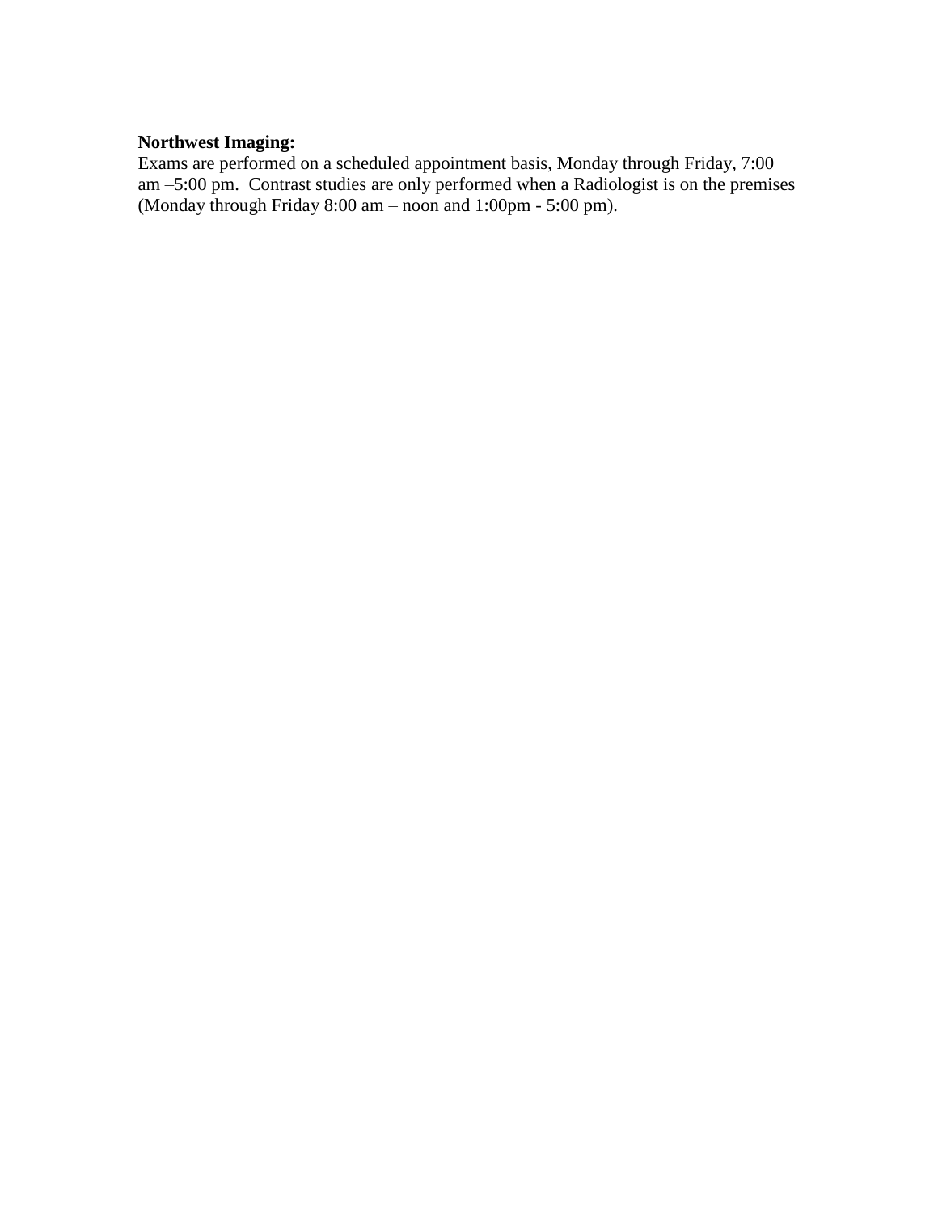**Northwest Imaging:**

Exams are performed on a scheduled appointment basis, Monday through Friday, 7:00 am –5:00 pm. Contrast studies are only performed when a Radiologist is on the premises (Monday through Friday 8:00 am – noon and 1:00pm - 5:00 pm).